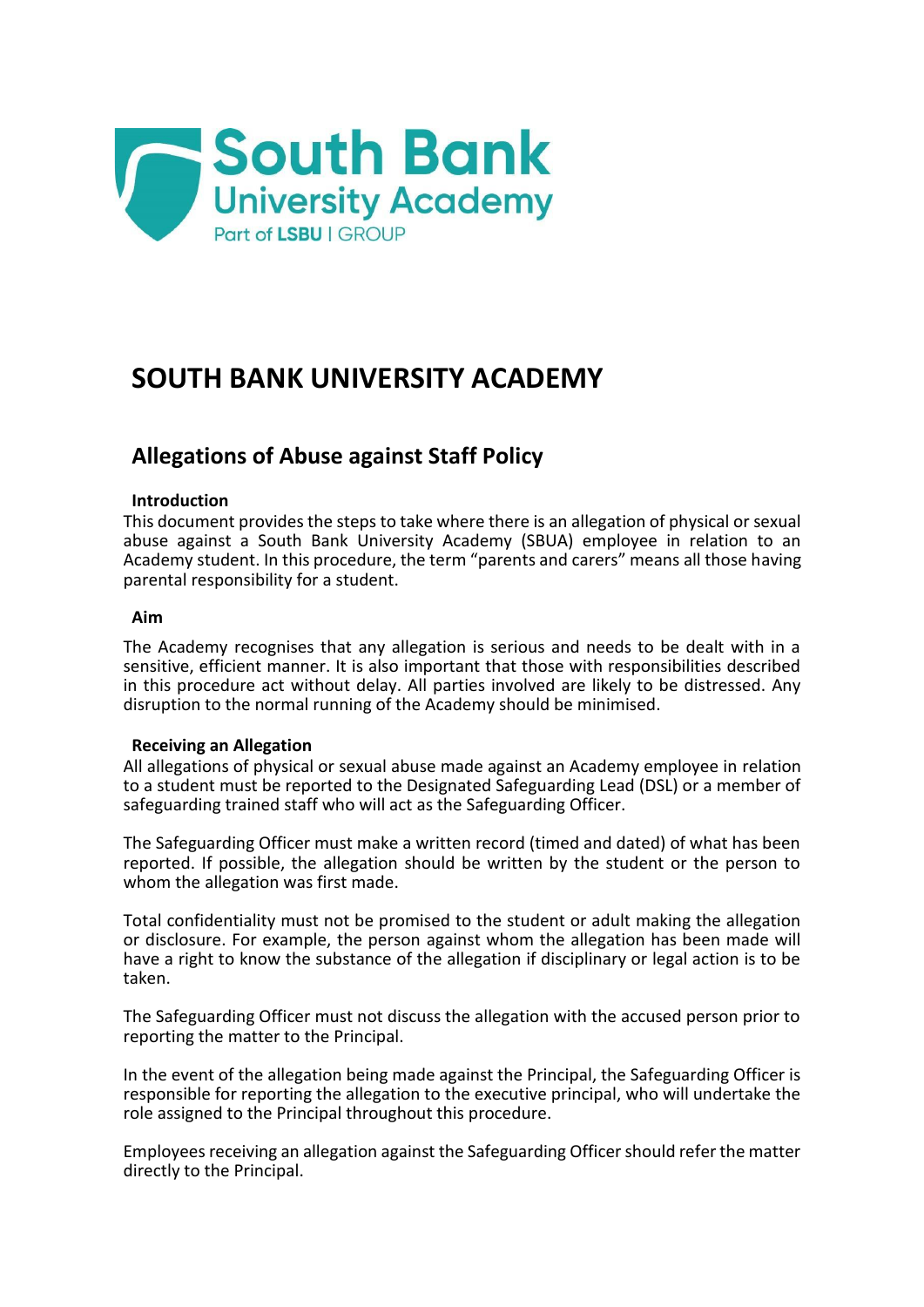South Bank University Academy
Part of LSBU | GROUP

# SOUTH BANK UNIVERSITY ACADEMY

## Allegations of Abuse against Staff Policy

### Introduction

This document provides the steps to take where there is an allegation of physical or sexual abuse against a South Bank University Academy (SBUA) employee in relation to an Academy student. In this procedure, the term "parents and carers" means all those having parental responsibility for a student.

### Aim

The Academy recognises that any allegation is serious and needs to be dealt with in a sensitive, efficient manner. It is also important that those with responsibilities described in this procedure act without delay. All parties involved are likely to be distressed. Any disruption to the normal running of the Academy should be minimised.

### Receiving an Allegation

All allegations of physical or sexual abuse made against an Academy employee in relation to a student must be reported to the Designated Safeguarding Lead (DSL) or a member of safeguarding trained staff who will act as the Safeguarding Officer.

The Safeguarding Officer must make a written record (timed and dated) of what has been reported. If possible, the allegation should be written by the student or the person to whom the allegation was first made.

Total confidentiality must not be promised to the student or adult making the allegation or disclosure. For example, the person against whom the allegation has been made will have a right to know the substance of the allegation if disciplinary or legal action is to be taken.

The Safeguarding Officer must not discuss the allegation with the accused person prior to reporting the matter to the Principal.

In the event of the allegation being made against the Principal, the Safeguarding Officer is responsible for reporting the allegation to the executive principal, who will undertake the role assigned to the Principal throughout this procedure.

Employees receiving an allegation against the Safeguarding Officer should refer the matter directly to the Principal.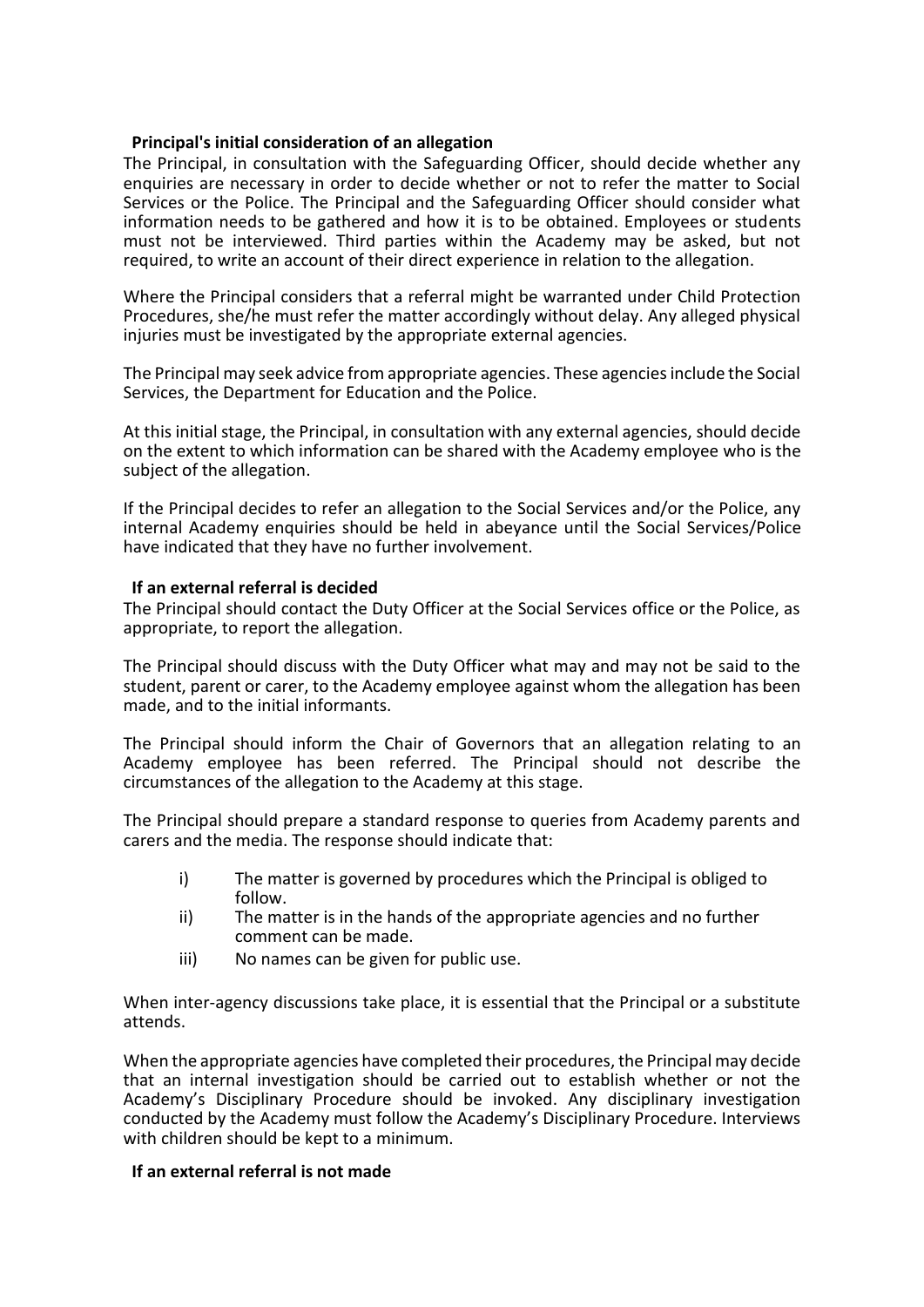**Principal's initial consideration of an allegation**

The Principal, in consultation with the Safeguarding Officer, should decide whether any enquiries are necessary in order to decide whether or not to refer the matter to Social Services or the Police. The Principal and the Safeguarding Officer should consider what information needs to be gathered and how it is to be obtained. Employees or students must not be interviewed. Third parties within the Academy may be asked, but not required, to write an account of their direct experience in relation to the allegation.

Where the Principal considers that a referral might be warranted under Child Protection Procedures, she/he must refer the matter accordingly without delay. Any alleged physical injuries must be investigated by the appropriate external agencies.

The Principal may seek advice from appropriate agencies. These agencies include the Social Services, the Department for Education and the Police.

At this initial stage, the Principal, in consultation with any external agencies, should decide on the extent to which information can be shared with the Academy employee who is the subject of the allegation.

If the Principal decides to refer an allegation to the Social Services and/or the Police, any internal Academy enquiries should be held in abeyance until the Social Services/Police have indicated that they have no further involvement.

**If an external referral is decided**

The Principal should contact the Duty Officer at the Social Services office or the Police, as appropriate, to report the allegation.

The Principal should discuss with the Duty Officer what may and may not be said to the student, parent or carer, to the Academy employee against whom the allegation has been made, and to the initial informants.

The Principal should inform the Chair of Governors that an allegation relating to an Academy employee has been referred. The Principal should not describe the circumstances of the allegation to the Academy at this stage.

The Principal should prepare a standard response to queries from Academy parents and carers and the media. The response should indicate that:

i) The matter is governed by procedures which the Principal is obliged to follow.
ii) The matter is in the hands of the appropriate agencies and no further comment can be made.
iii) No names can be given for public use.

When inter-agency discussions take place, it is essential that the Principal or a substitute attends.

When the appropriate agencies have completed their procedures, the Principal may decide that an internal investigation should be carried out to establish whether or not the Academy's Disciplinary Procedure should be invoked. Any disciplinary investigation conducted by the Academy must follow the Academy's Disciplinary Procedure. Interviews with children should be kept to a minimum.

**If an external referral is not made**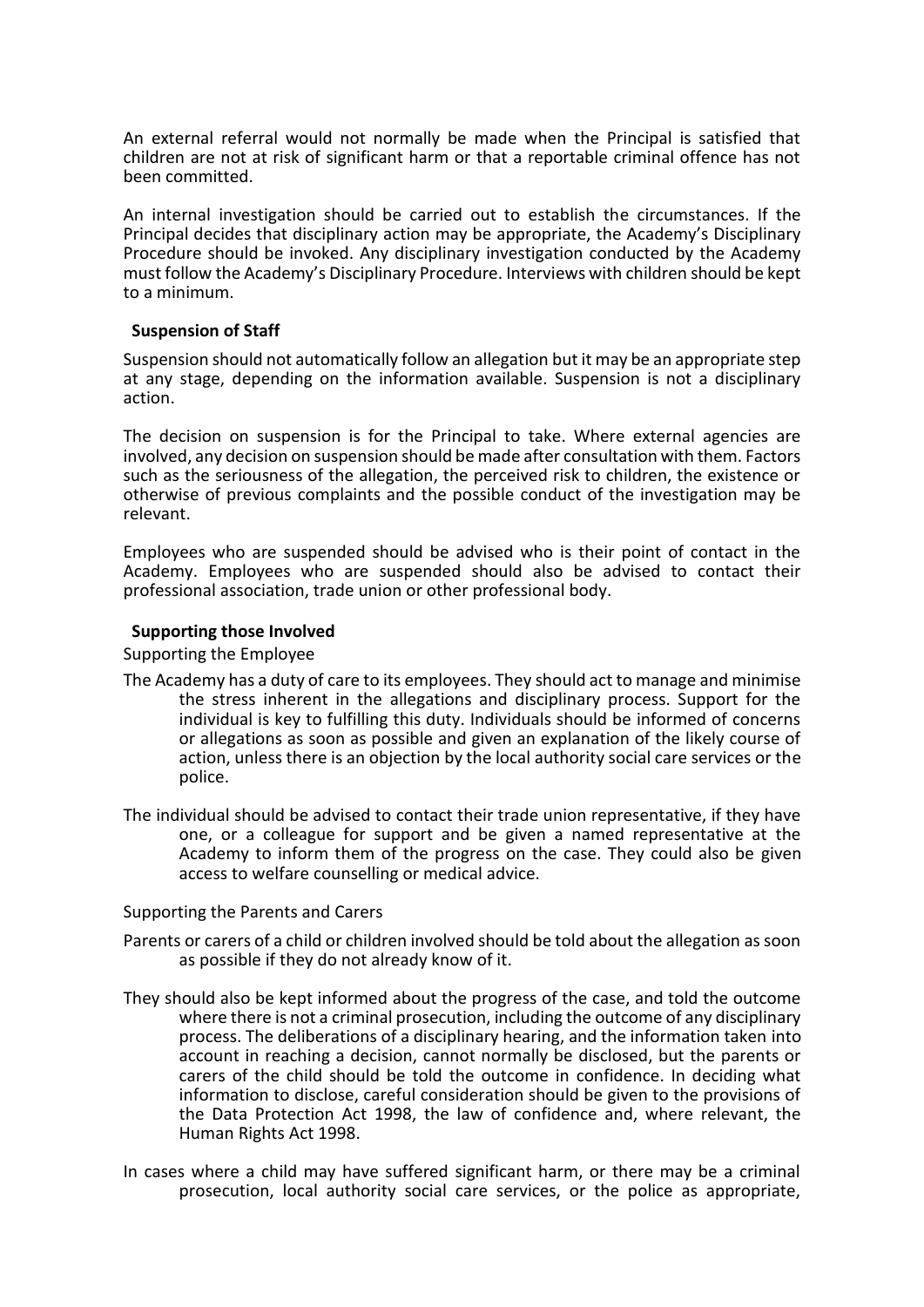An external referral would not normally be made when the Principal is satisfied that children are not at risk of significant harm or that a reportable criminal offence has not been committed.

An internal investigation should be carried out to establish the circumstances. If the Principal decides that disciplinary action may be appropriate, the Academy's Disciplinary Procedure should be invoked. Any disciplinary investigation conducted by the Academy must follow the Academy's Disciplinary Procedure. Interviews with children should be kept to a minimum.

### Suspension of Staff

Suspension should not automatically follow an allegation but it may be an appropriate step at any stage, depending on the information available. Suspension is not a disciplinary action.

The decision on suspension is for the Principal to take. Where external agencies are involved, any decision on suspension should be made after consultation with them. Factors such as the seriousness of the allegation, the perceived risk to children, the existence or otherwise of previous complaints and the possible conduct of the investigation may be relevant.

Employees who are suspended should be advised who is their point of contact in the Academy. Employees who are suspended should also be advised to contact their professional association, trade union or other professional body.

### Supporting those Involved

Supporting the Employee

The Academy has a duty of care to its employees. They should act to manage and minimise the stress inherent in the allegations and disciplinary process. Support for the individual is key to fulfilling this duty. Individuals should be informed of concerns or allegations as soon as possible and given an explanation of the likely course of action, unless there is an objection by the local authority social care services or the police.

The individual should be advised to contact their trade union representative, if they have one, or a colleague for support and be given a named representative at the Academy to inform them of the progress on the case. They could also be given access to welfare counselling or medical advice.

Supporting the Parents and Carers

Parents or carers of a child or children involved should be told about the allegation as soon as possible if they do not already know of it.

They should also be kept informed about the progress of the case, and told the outcome where there is not a criminal prosecution, including the outcome of any disciplinary process. The deliberations of a disciplinary hearing, and the information taken into account in reaching a decision, cannot normally be disclosed, but the parents or carers of the child should be told the outcome in confidence. In deciding what information to disclose, careful consideration should be given to the provisions of the Data Protection Act 1998, the law of confidence and, where relevant, the Human Rights Act 1998.

In cases where a child may have suffered significant harm, or there may be a criminal prosecution, local authority social care services, or the police as appropriate,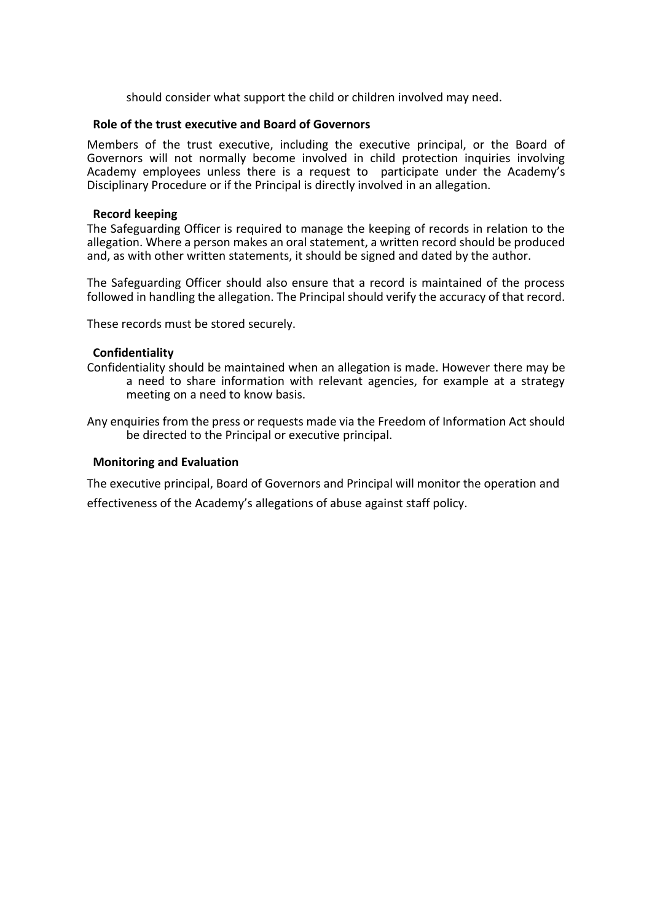should consider what support the child or children involved may need.

### Role of the trust executive and Board of Governors

Members of the trust executive, including the executive principal, or the Board of Governors will not normally become involved in child protection inquiries involving Academy employees unless there is a request to participate under the Academy's Disciplinary Procedure or if the Principal is directly involved in an allegation.

### Record keeping

The Safeguarding Officer is required to manage the keeping of records in relation to the allegation. Where a person makes an oral statement, a written record should be produced and, as with other written statements, it should be signed and dated by the author.

The Safeguarding Officer should also ensure that a record is maintained of the process followed in handling the allegation. The Principal should verify the accuracy of that record.

These records must be stored securely.

### Confidentiality

Confidentiality should be maintained when an allegation is made. However there may be a need to share information with relevant agencies, for example at a strategy meeting on a need to know basis.

Any enquiries from the press or requests made via the Freedom of Information Act should be directed to the Principal or executive principal.

### Monitoring and Evaluation

The executive principal, Board of Governors and Principal will monitor the operation and effectiveness of the Academy's allegations of abuse against staff policy.